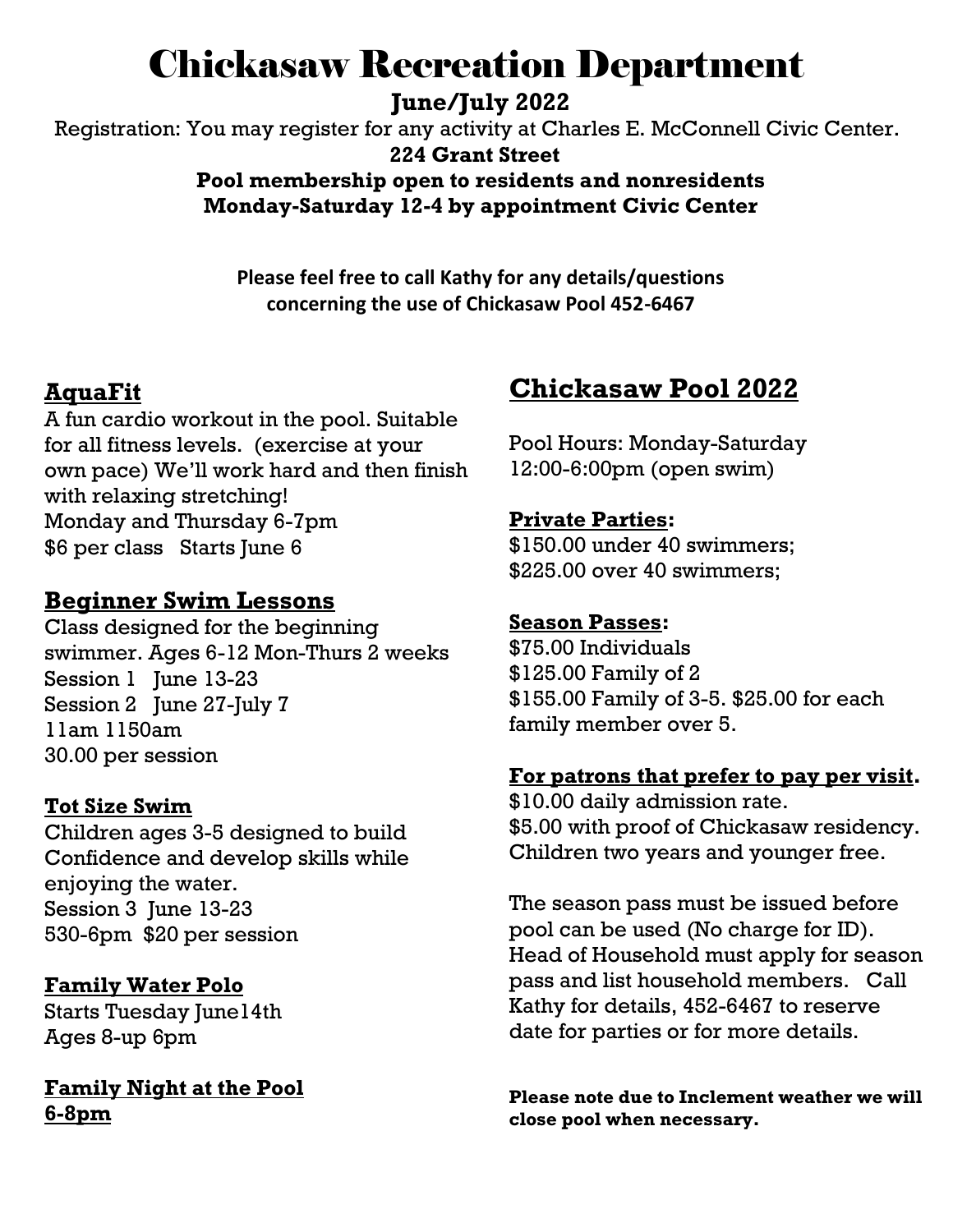# Chickasaw Recreation Department

**June/July 2022**

Registration: You may register for any activity at Charles E. McConnell Civic Center.

**224 Grant Street**

**Pool membership open to residents and nonresidents**

**Monday-Saturday 12-4 by appointment Civic Center**

**Please feel free to call Kathy for any details/questions concerning the use of Chickasaw Pool 452-6467**

## AquaFit

A fun cardio workout in the pool. Suitable for all fitness levels. (exercise at your own pace) We'll work hard and then finish with relaxing stretching!
Monday and Thursday 6-7pm
$6 per class Starts June 6

## Beginner Swim Lessons

Class designed for the beginning swimmer. Ages 6-12 Mon-Thurs 2 weeks
Session 1 June 13-23
Session 2 June 27-July 7
11am 1150am
30.00 per session

### Tot Size Swim

Children ages 3-5 designed to build Confidence and develop skills while enjoying the water.
Session 3 June 13-23
530-6pm $20 per session

### Family Water Polo

Starts Tuesday June14th
Ages 8-up 6pm

### Family Night at the Pool 6-8pm

## Chickasaw Pool 2022

Pool Hours: Monday-Saturday 12:00-6:00pm (open swim)

**Private Parties:**
$150.00 under 40 swimmers;
$225.00 over 40 swimmers;

**Season Passes:**
$75.00 Individuals
$125.00 Family of 2
$155.00 Family of 3-5. $25.00 for each family member over 5.

**For patrons that prefer to pay per visit.**
$10.00 daily admission rate.
$5.00 with proof of Chickasaw residency.
Children two years and younger free.

The season pass must be issued before pool can be used (No charge for ID). Head of Household must apply for season pass and list household members. Call Kathy for details, 452-6467 to reserve date for parties or for more details.

**Please note due to Inclement weather we will close pool when necessary.**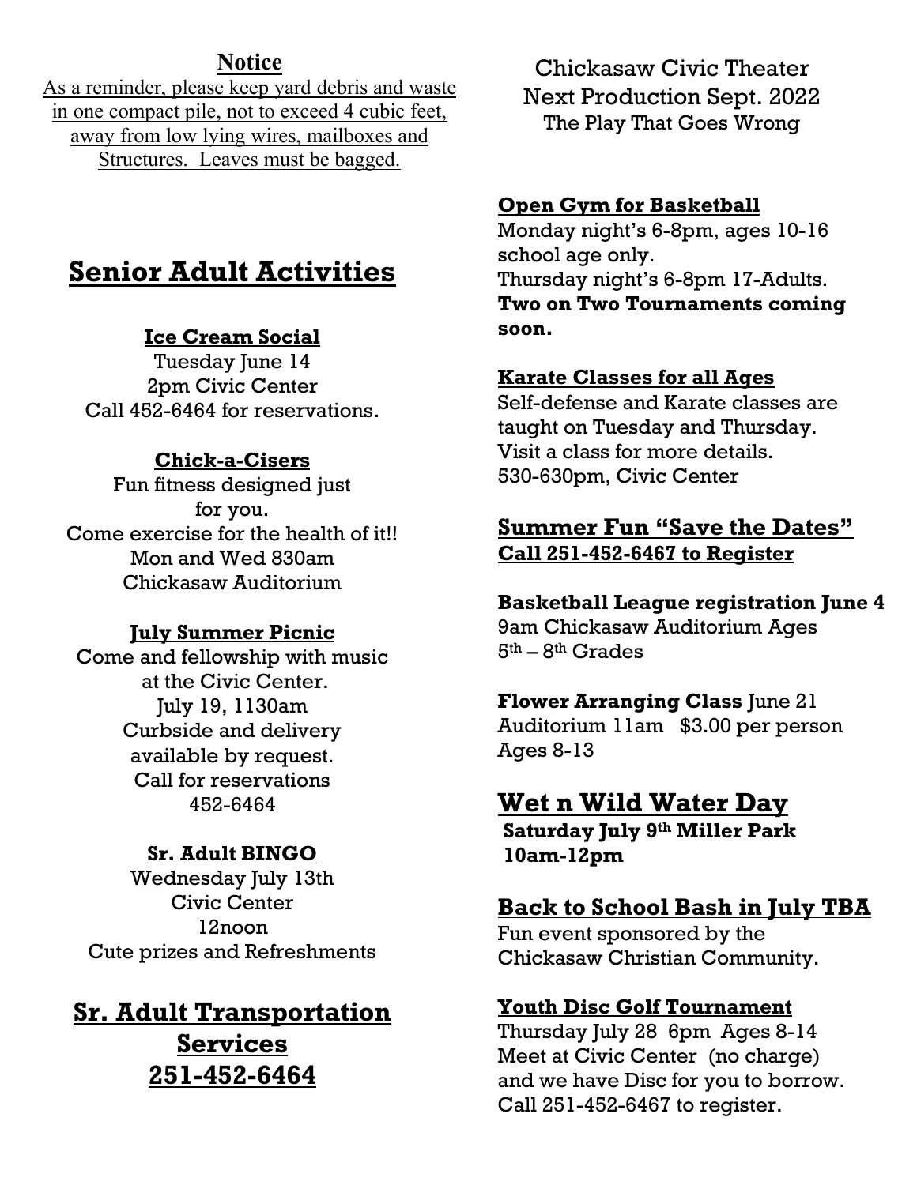**Notice**

As a reminder, please keep yard debris and waste in one compact pile, not to exceed 4 cubic feet, away from low lying wires, mailboxes and Structures. Leaves must be bagged.

# Senior Adult Activities

**Ice Cream Social**

Tuesday June 14
2pm Civic Center
Call 452-6464 for reservations.

**Chick-a-Cisers**

Fun fitness designed just for you.
Come exercise for the health of it!!
Mon and Wed 830am
Chickasaw Auditorium

**July Summer Picnic**

Come and fellowship with music at the Civic Center.
July 19, 1130am
Curbside and delivery available by request.
Call for reservations
452-6464

**Sr. Adult BINGO**

Wednesday July 13th
Civic Center
12noon
Cute prizes and Refreshments

## Sr. Adult Transportation Services 251-452-6464

Chickasaw Civic Theater
Next Production Sept. 2022
The Play That Goes Wrong

**Open Gym for Basketball**

Monday night's 6-8pm, ages 10-16 school age only.
Thursday night's 6-8pm 17-Adults.
**Two on Two Tournaments coming soon.**

**Karate Classes for all Ages**

Self-defense and Karate classes are taught on Tuesday and Thursday. Visit a class for more details.
530-630pm, Civic Center

## Summer Fun "Save the Dates"

**Call 251-452-6467 to Register**

**Basketball League registration June 4**
9am Chickasaw Auditorium Ages 5th – 8th Grades

**Flower Arranging Class** June 21
Auditorium 11am $3.00 per person
Ages 8-13

## Wet n Wild Water Day

**Saturday July 9th Miller Park 10am-12pm**

## Back to School Bash in July TBA

Fun event sponsored by the Chickasaw Christian Community.

**Youth Disc Golf Tournament**

Thursday July 28 6pm Ages 8-14
Meet at Civic Center (no charge) and we have Disc for you to borrow.
Call 251-452-6467 to register.